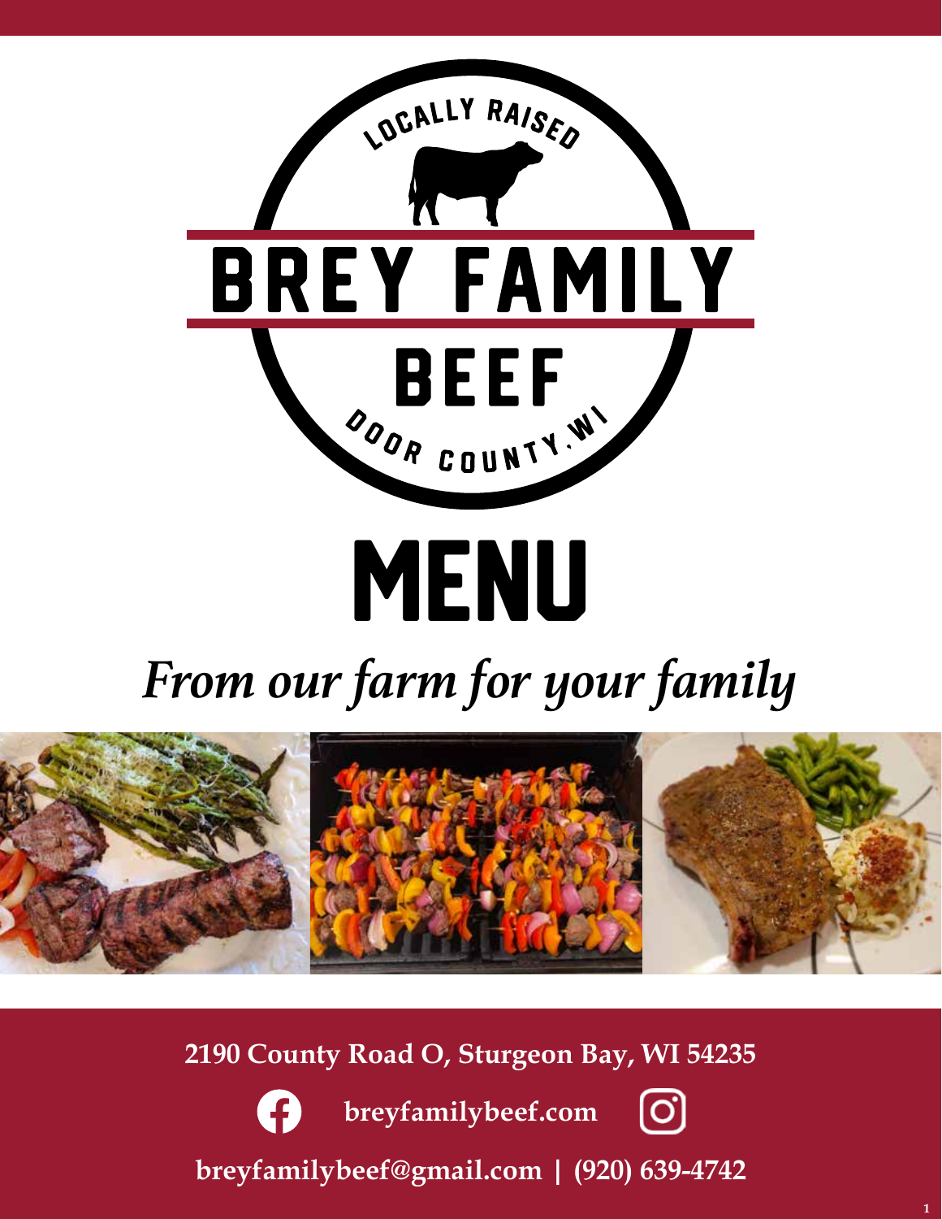LOCALLY RAISED

# BREY FAMILY BEEF

DOOR COUNTY, WI

# MENU

*From our farm for your family*

**2190 County Road O, Sturgeon Bay, WI 54235**

**breyfamilybeef.com**

**breyfamilybeef@gmail.com | (920) 639-4742**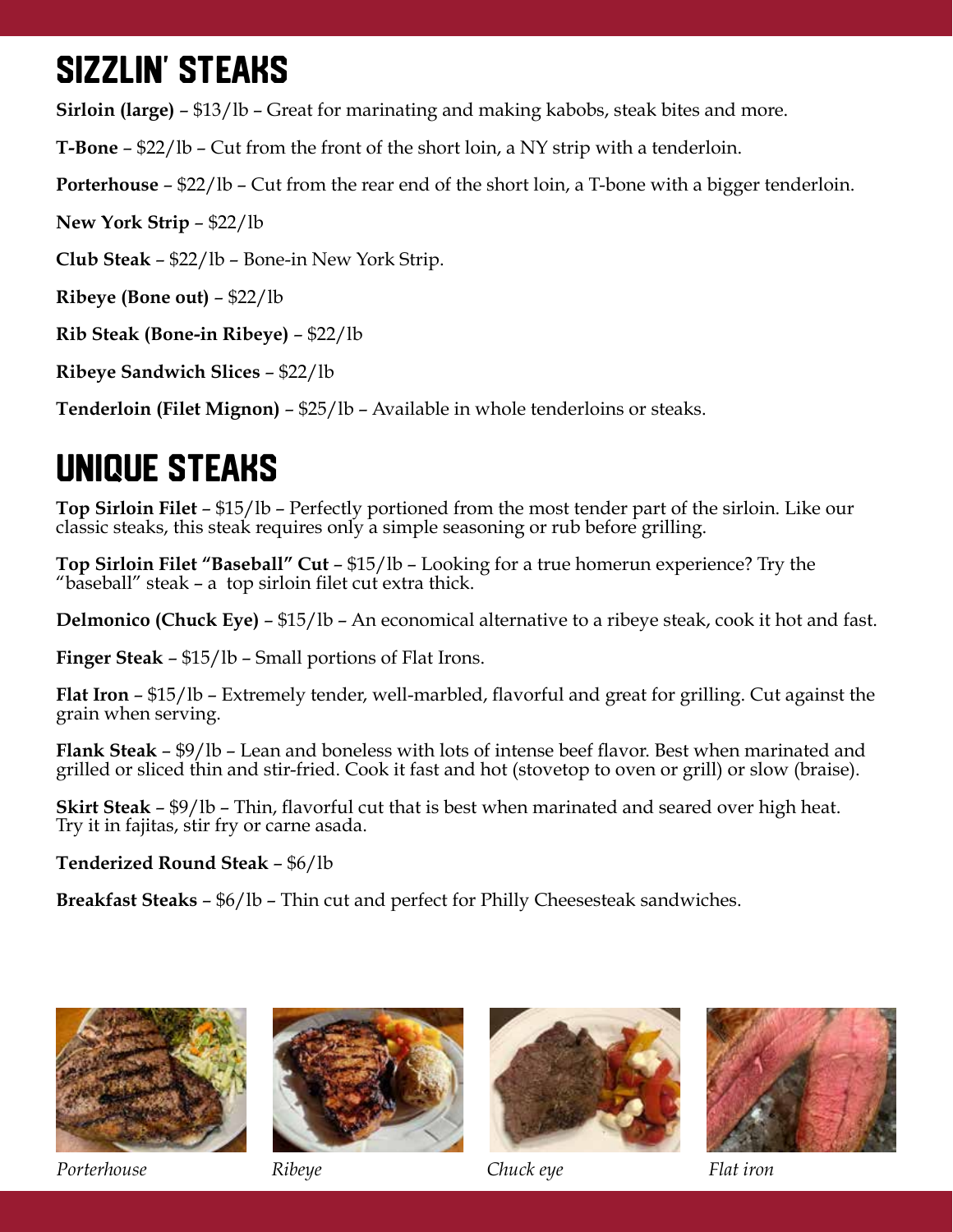# SIZZLIN' STEAKS

**Sirloin (large)** – $13/lb – Great for marinating and making kabobs, steak bites and more.

**T-Bone** – $22/lb – Cut from the front of the short loin, a NY strip with a tenderloin.

**Porterhouse** – $22/lb – Cut from the rear end of the short loin, a T-bone with a bigger tenderloin.

**New York Strip** – $22/lb

**Club Steak** – $22/lb – Bone-in New York Strip.

**Ribeye (Bone out)** – $22/lb

**Rib Steak (Bone-in Ribeye)** – $22/lb

**Ribeye Sandwich Slices** – $22/lb

**Tenderloin (Filet Mignon)** – $25/lb – Available in whole tenderloins or steaks.

# UNIQUE STEAKS

**Top Sirloin Filet** – $15/lb – Perfectly portioned from the most tender part of the sirloin. Like our classic steaks, this steak requires only a simple seasoning or rub before grilling.

**Top Sirloin Filet "Baseball" Cut** – $15/lb – Looking for a true homerun experience? Try the "baseball" steak – a top sirloin filet cut extra thick.

**Delmonico (Chuck Eye)** – $15/lb – An economical alternative to a ribeye steak, cook it hot and fast.

**Finger Steak** – $15/lb – Small portions of Flat Irons.

**Flat Iron** – $15/lb – Extremely tender, well-marbled, flavorful and great for grilling. Cut against the grain when serving.

**Flank Steak** – $9/lb – Lean and boneless with lots of intense beef flavor. Best when marinated and grilled or sliced thin and stir-fried. Cook it fast and hot (stovetop to oven or grill) or slow (braise).

**Skirt Steak** – $9/lb – Thin, flavorful cut that is best when marinated and seared over high heat. Try it in fajitas, stir fry or carne asada.

**Tenderized Round Steak** – $6/lb

**Breakfast Steaks** – $6/lb – Thin cut and perfect for Philly Cheesesteak sandwiches.

*Porterhouse*

*Ribeye*

*Chuck eye*

*Flat iron*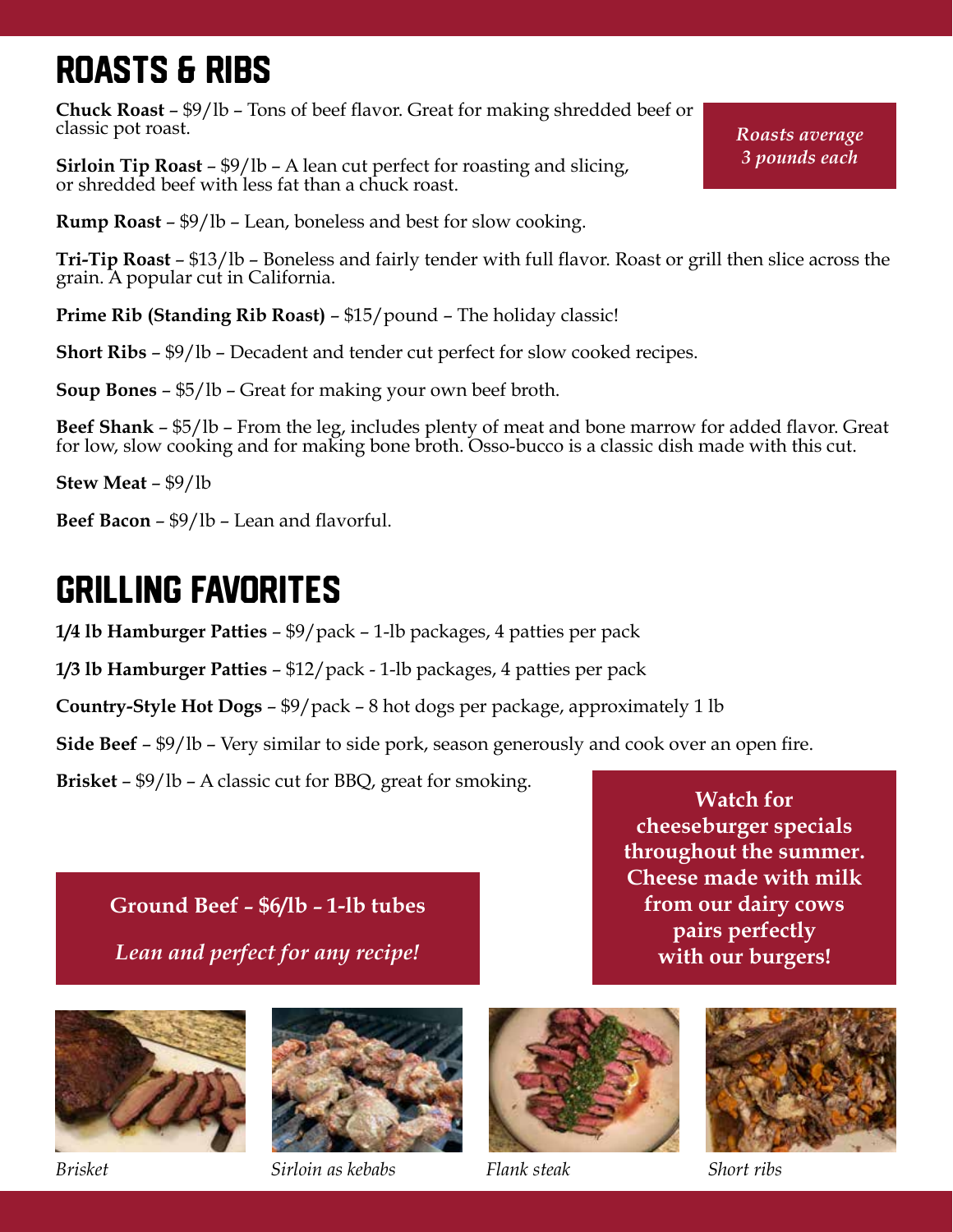# ROASTS & RIBS

*Roasts average 3 pounds each*

**Chuck Roast** – $9/lb – Tons of beef flavor. Great for making shredded beef or classic pot roast.

**Sirloin Tip Roast** – $9/lb – A lean cut perfect for roasting and slicing, or shredded beef with less fat than a chuck roast.

**Rump Roast** – $9/lb – Lean, boneless and best for slow cooking.

**Tri-Tip Roast** – $13/lb – Boneless and fairly tender with full flavor. Roast or grill then slice across the grain. A popular cut in California.

**Prime Rib (Standing Rib Roast)** – $15/pound – The holiday classic!

**Short Ribs** – $9/lb – Decadent and tender cut perfect for slow cooked recipes.

**Soup Bones** – $5/lb – Great for making your own beef broth.

**Beef Shank** – $5/lb – From the leg, includes plenty of meat and bone marrow for added flavor. Great for low, slow cooking and for making bone broth. Osso-bucco is a classic dish made with this cut.

**Stew Meat** – $9/lb

**Beef Bacon** – $9/lb – Lean and flavorful.

# GRILLING FAVORITES

**1/4 lb Hamburger Patties** – $9/pack – 1-lb packages, 4 patties per pack

**1/3 lb Hamburger Patties** – $12/pack - 1-lb packages, 4 patties per pack

**Country-Style Hot Dogs** – $9/pack – 8 hot dogs per package, approximately 1 lb

**Side Beef** – $9/lb – Very similar to side pork, season generously and cook over an open fire.

**Brisket** – $9/lb – A classic cut for BBQ, great for smoking.

**Ground Beef - $6/lb - 1-lb tubes**

*Lean and perfect for any recipe!*

**Watch for cheeseburger specials throughout the summer. Cheese made with milk from our dairy cows pairs perfectly with our burgers!**

*Brisket*

*Sirloin as kebabs*

*Flank steak*

*Short ribs*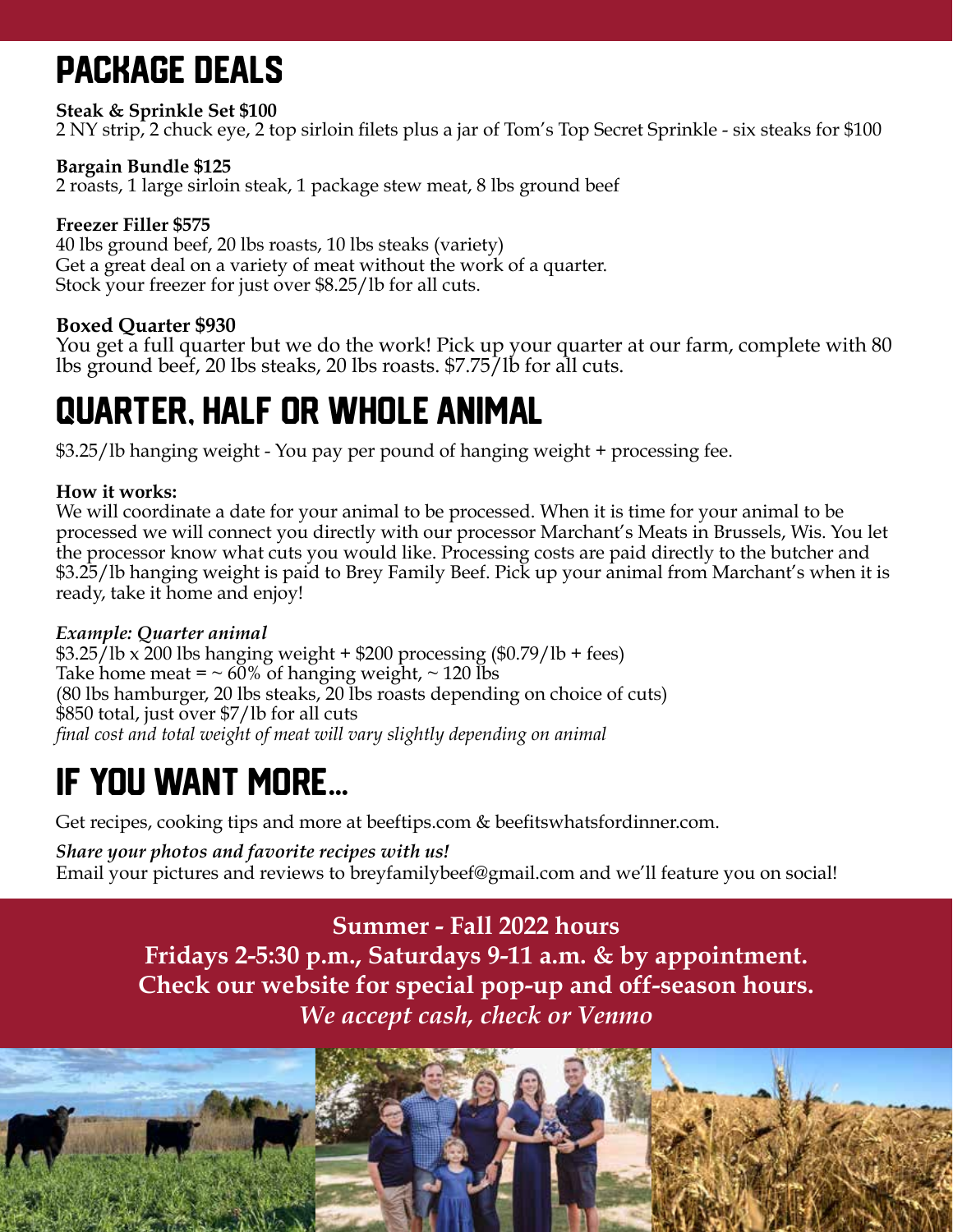# PACKAGE DEALS

**Steak & Sprinkle Set $100**
2 NY strip, 2 chuck eye, 2 top sirloin filets plus a jar of Tom's Top Secret Sprinkle - six steaks for $100

**Bargain Bundle $125**
2 roasts, 1 large sirloin steak, 1 package stew meat, 8 lbs ground beef

**Freezer Filler $575**
40 lbs ground beef, 20 lbs roasts, 10 lbs steaks (variety)
Get a great deal on a variety of meat without the work of a quarter.
Stock your freezer for just over $8.25/lb for all cuts.

**Boxed Quarter $930**
You get a full quarter but we do the work! Pick up your quarter at our farm, complete with 80 lbs ground beef, 20 lbs steaks, 20 lbs roasts. $7.75/lb for all cuts.

# QUARTER, HALF OR WHOLE ANIMAL

$3.25/lb hanging weight - You pay per pound of hanging weight + processing fee.

**How it works:**
We will coordinate a date for your animal to be processed. When it is time for your animal to be processed we will connect you directly with our processor Marchant's Meats in Brussels, Wis. You let the processor know what cuts you would like. Processing costs are paid directly to the butcher and $3.25/lb hanging weight is paid to Brey Family Beef. Pick up your animal from Marchant's when it is ready, take it home and enjoy!

***Example: Quarter animal***
$3.25/lb x 200 lbs hanging weight + $200 processing ($0.79/lb + fees)
Take home meat = ~ 60% of hanging weight, ~ 120 lbs
(80 lbs hamburger, 20 lbs steaks, 20 lbs roasts depending on choice of cuts)
$850 total, just over $7/lb for all cuts
*final cost and total weight of meat will vary slightly depending on animal*

# IF YOU WANT MORE...

Get recipes, cooking tips and more at beeftips.com & beefitswhatsfordinner.com.

***Share your photos and favorite recipes with us!***
Email your pictures and reviews to breyfamilybeef@gmail.com and we'll feature you on social!

**Summer - Fall 2022 hours**
**Fridays 2-5:30 p.m., Saturdays 9-11 a.m. & by appointment.**
**Check our website for special pop-up and off-season hours.**
***We accept cash, check or Venmo***